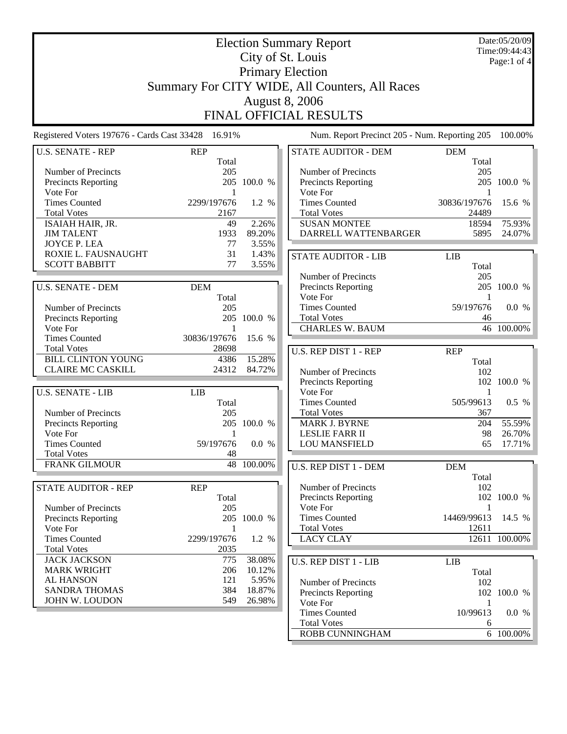# Election Summary Report
## City of St. Louis
## Primary Election
## Summary For CITY WIDE, All Counters, All Races
## August 8, 2006
## FINAL OFFICIAL RESULTS

Date:05/20/09
Time:09:44:43

Registered Voters 197676 - Cards Cast 33428 16.91%

Num. Report Precinct 205 - Num. Reporting 205 100.00%

| U.S. SENATE - REP | REP | |
|---|---|---|
| | Total | |
| Number of Precincts | 205 | |
| Precincts Reporting | 205 | 100.0 % |
| Vote For | 1 | |
| Times Counted | 2299/197676 | 1.2 % |
| Total Votes | 2167 | |
| ISAIAH HAIR, JR. | 49 | 2.26% |
| JIM TALENT | 1933 | 89.20% |
| JOYCE P. LEA | 77 | 3.55% |
| ROXIE L. FAUSNAUGHT | 31 | 1.43% |
| SCOTT BABBITT | 77 | 3.55% |

| U.S. SENATE - DEM | DEM | |
|---|---|---|
| | Total | |
| Number of Precincts | 205 | |
| Precincts Reporting | 205 | 100.0 % |
| Vote For | 1 | |
| Times Counted | 30836/197676 | 15.6 % |
| Total Votes | 28698 | |
| BILL CLINTON YOUNG | 4386 | 15.28% |
| CLAIRE MC CASKILL | 24312 | 84.72% |

| U.S. SENATE - LIB | LIB | |
|---|---|---|
| | Total | |
| Number of Precincts | 205 | |
| Precincts Reporting | 205 | 100.0 % |
| Vote For | 1 | |
| Times Counted | 59/197676 | 0.0 % |
| Total Votes | 48 | |
| FRANK GILMOUR | 48 | 100.00% |

| STATE AUDITOR - REP | REP | |
|---|---|---|
| | Total | |
| Number of Precincts | 205 | |
| Precincts Reporting | 205 | 100.0 % |
| Vote For | 1 | |
| Times Counted | 2299/197676 | 1.2 % |
| Total Votes | 2035 | |
| JACK JACKSON | 775 | 38.08% |
| MARK WRIGHT | 206 | 10.12% |
| AL HANSON | 121 | 5.95% |
| SANDRA THOMAS | 384 | 18.87% |
| JOHN W. LOUDON | 549 | 26.98% |

| STATE AUDITOR - DEM | DEM | |
|---|---|---|
| | Total | |
| Number of Precincts | 205 | |
| Precincts Reporting | 205 | 100.0 % |
| Vote For | 1 | |
| Times Counted | 30836/197676 | 15.6 % |
| Total Votes | 24489 | |
| SUSAN MONTEE | 18594 | 75.93% |
| DARRELL WATTENBARGER | 5895 | 24.07% |

| STATE AUDITOR - LIB | LIB | |
|---|---|---|
| | Total | |
| Number of Precincts | 205 | |
| Precincts Reporting | 205 | 100.0 % |
| Vote For | 1 | |
| Times Counted | 59/197676 | 0.0 % |
| Total Votes | 46 | |
| CHARLES W. BAUM | 46 | 100.00% |

| U.S. REP DIST 1 - REP | REP | |
|---|---|---|
| | Total | |
| Number of Precincts | 102 | |
| Precincts Reporting | 102 | 100.0 % |
| Vote For | 1 | |
| Times Counted | 505/99613 | 0.5 % |
| Total Votes | 367 | |
| MARK J. BYRNE | 204 | 55.59% |
| LESLIE FARR II | 98 | 26.70% |
| LOU MANSFIELD | 65 | 17.71% |

| U.S. REP DIST 1 - DEM | DEM | |
|---|---|---|
| | Total | |
| Number of Precincts | 102 | |
| Precincts Reporting | 102 | 100.0 % |
| Vote For | 1 | |
| Times Counted | 14469/99613 | 14.5 % |
| Total Votes | 12611 | |
| LACY CLAY | 12611 | 100.00% |

| U.S. REP DIST 1 - LIB | LIB | |
|---|---|---|
| | Total | |
| Number of Precincts | 102 | |
| Precincts Reporting | 102 | 100.0 % |
| Vote For | 1 | |
| Times Counted | 10/99613 | 0.0 % |
| Total Votes | 6 | |
| ROBB CUNNINGHAM | 6 | 100.00% |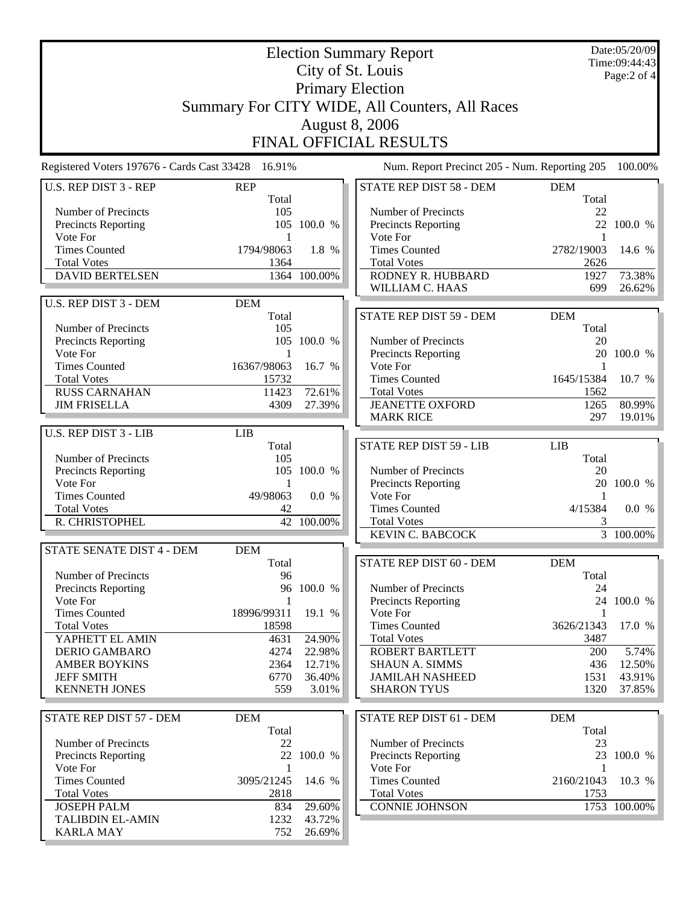# Election Summary Report

City of St. Louis

Primary Election

Summary For CITY WIDE, All Counters, All Races

August 8, 2006

FINAL OFFICIAL RESULTS

Date:05/20/09
Time:09:44:43

Registered Voters 197676 - Cards Cast 33428 16.91%

Num. Report Precinct 205 - Num. Reporting 205 100.00%

### U.S. REP DIST 3 - REP

| | REP Total | |
|---|---|---|
| Number of Precincts | 105 | |
| Precincts Reporting | 105 | 100.0 % |
| Vote For | 1 | |
| Times Counted | 1794/98063 | 1.8 % |
| Total Votes | 1364 | |
| DAVID BERTELSEN | 1364 | 100.00% |

### U.S. REP DIST 3 - DEM

| | DEM Total | |
|---|---|---|
| Number of Precincts | 105 | |
| Precincts Reporting | 105 | 100.0 % |
| Vote For | 1 | |
| Times Counted | 16367/98063 | 16.7 % |
| Total Votes | 15732 | |
| RUSS CARNAHAN | 11423 | 72.61% |
| JIM FRISELLA | 4309 | 27.39% |

### U.S. REP DIST 3 - LIB

| | LIB Total | |
|---|---|---|
| Number of Precincts | 105 | |
| Precincts Reporting | 105 | 100.0 % |
| Vote For | 1 | |
| Times Counted | 49/98063 | 0.0 % |
| Total Votes | 42 | |
| R. CHRISTOPHEL | 42 | 100.00% |

### STATE SENATE DIST 4 - DEM

| | DEM Total | |
|---|---|---|
| Number of Precincts | 96 | |
| Precincts Reporting | 96 | 100.0 % |
| Vote For | 1 | |
| Times Counted | 18996/99311 | 19.1 % |
| Total Votes | 18598 | |
| YAPHETT EL AMIN | 4631 | 24.90% |
| DERIO GAMBARO | 4274 | 22.98% |
| AMBER BOYKINS | 2364 | 12.71% |
| JEFF SMITH | 6770 | 36.40% |
| KENNETH JONES | 559 | 3.01% |

### STATE REP DIST 57 - DEM

| | DEM Total | |
|---|---|---|
| Number of Precincts | 22 | |
| Precincts Reporting | 22 | 100.0 % |
| Vote For | 1 | |
| Times Counted | 3095/21245 | 14.6 % |
| Total Votes | 2818 | |
| JOSEPH PALM | 834 | 29.60% |
| TALIBDIN EL-AMIN | 1232 | 43.72% |
| KARLA MAY | 752 | 26.69% |

### STATE REP DIST 58 - DEM

| | DEM Total | |
|---|---|---|
| Number of Precincts | 22 | |
| Precincts Reporting | 22 | 100.0 % |
| Vote For | 1 | |
| Times Counted | 2782/19003 | 14.6 % |
| Total Votes | 2626 | |
| RODNEY R. HUBBARD | 1927 | 73.38% |
| WILLIAM C. HAAS | 699 | 26.62% |

### STATE REP DIST 59 - DEM

| | DEM Total | |
|---|---|---|
| Number of Precincts | 20 | |
| Precincts Reporting | 20 | 100.0 % |
| Vote For | 1 | |
| Times Counted | 1645/15384 | 10.7 % |
| Total Votes | 1562 | |
| JEANETTE OXFORD | 1265 | 80.99% |
| MARK RICE | 297 | 19.01% |

### STATE REP DIST 59 - LIB

| | LIB Total | |
|---|---|---|
| Number of Precincts | 20 | |
| Precincts Reporting | 20 | 100.0 % |
| Vote For | 1 | |
| Times Counted | 4/15384 | 0.0 % |
| Total Votes | 3 | |
| KEVIN C. BABCOCK | 3 | 100.00% |

### STATE REP DIST 60 - DEM

| | DEM Total | |
|---|---|---|
| Number of Precincts | 24 | |
| Precincts Reporting | 24 | 100.0 % |
| Vote For | 1 | |
| Times Counted | 3626/21343 | 17.0 % |
| Total Votes | 3487 | |
| ROBERT BARTLETT | 200 | 5.74% |
| SHAUN A. SIMMS | 436 | 12.50% |
| JAMILAH NASHEED | 1531 | 43.91% |
| SHARON TYUS | 1320 | 37.85% |

### STATE REP DIST 61 - DEM

| | DEM Total | |
|---|---|---|
| Number of Precincts | 23 | |
| Precincts Reporting | 23 | 100.0 % |
| Vote For | 1 | |
| Times Counted | 2160/21043 | 10.3 % |
| Total Votes | 1753 | |
| CONNIE JOHNSON | 1753 | 100.00% |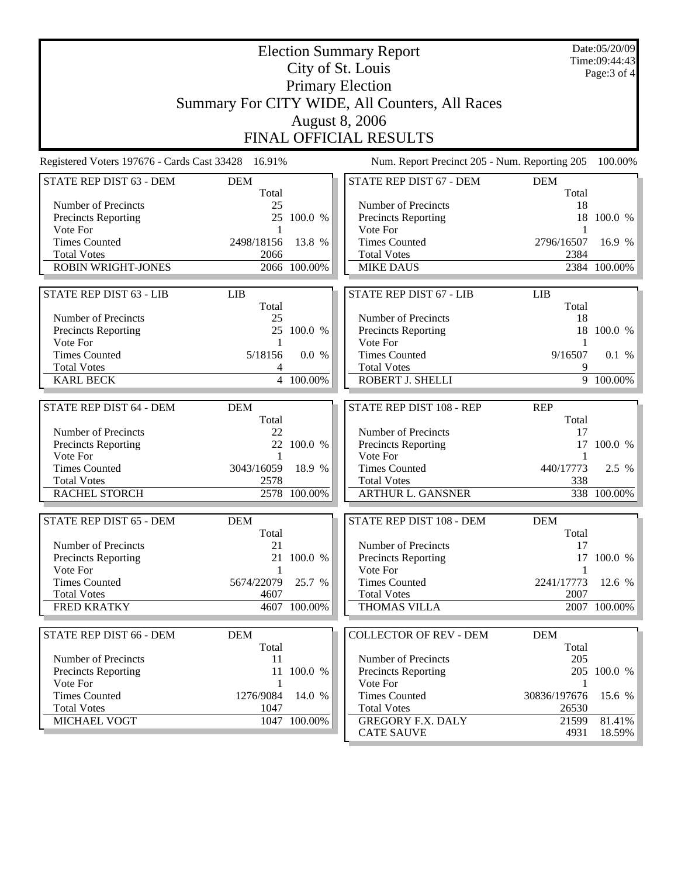# Election Summary Report

City of St. Louis
Primary Election
Summary For CITY WIDE, All Counters, All Races
August 8, 2006
FINAL OFFICIAL RESULTS

Date:05/20/09
Time:09:44:43

Registered Voters 197676 - Cards Cast 33428 16.91%

Num. Report Precinct 205 - Num. Reporting 205 100.00%

| STATE REP DIST 63 - DEM | DEM Total | |
|---|---|---|
| Number of Precincts | 25 | |
| Precincts Reporting | 25 | 100.0 % |
| Vote For | 1 | |
| Times Counted | 2498/18156 | 13.8 % |
| Total Votes | 2066 | |
| ROBIN WRIGHT-JONES | 2066 | 100.00% |

| STATE REP DIST 63 - LIB | LIB Total | |
|---|---|---|
| Number of Precincts | 25 | |
| Precincts Reporting | 25 | 100.0 % |
| Vote For | 1 | |
| Times Counted | 5/18156 | 0.0 % |
| Total Votes | 4 | |
| KARL BECK | 4 | 100.00% |

| STATE REP DIST 64 - DEM | DEM Total | |
|---|---|---|
| Number of Precincts | 22 | |
| Precincts Reporting | 22 | 100.0 % |
| Vote For | 1 | |
| Times Counted | 3043/16059 | 18.9 % |
| Total Votes | 2578 | |
| RACHEL STORCH | 2578 | 100.00% |

| STATE REP DIST 65 - DEM | DEM Total | |
|---|---|---|
| Number of Precincts | 21 | |
| Precincts Reporting | 21 | 100.0 % |
| Vote For | 1 | |
| Times Counted | 5674/22079 | 25.7 % |
| Total Votes | 4607 | |
| FRED KRATKY | 4607 | 100.00% |

| STATE REP DIST 66 - DEM | DEM Total | |
|---|---|---|
| Number of Precincts | 11 | |
| Precincts Reporting | 11 | 100.0 % |
| Vote For | 1 | |
| Times Counted | 1276/9084 | 14.0 % |
| Total Votes | 1047 | |
| MICHAEL VOGT | 1047 | 100.00% |

| STATE REP DIST 67 - DEM | DEM Total | |
|---|---|---|
| Number of Precincts | 18 | |
| Precincts Reporting | 18 | 100.0 % |
| Vote For | 1 | |
| Times Counted | 2796/16507 | 16.9 % |
| Total Votes | 2384 | |
| MIKE DAUS | 2384 | 100.00% |

| STATE REP DIST 67 - LIB | LIB Total | |
|---|---|---|
| Number of Precincts | 18 | |
| Precincts Reporting | 18 | 100.0 % |
| Vote For | 1 | |
| Times Counted | 9/16507 | 0.1 % |
| Total Votes | 9 | |
| ROBERT J. SHELLI | 9 | 100.00% |

| STATE REP DIST 108 - REP | REP Total | |
|---|---|---|
| Number of Precincts | 17 | |
| Precincts Reporting | 17 | 100.0 % |
| Vote For | 1 | |
| Times Counted | 440/17773 | 2.5 % |
| Total Votes | 338 | |
| ARTHUR L. GANSNER | 338 | 100.00% |

| STATE REP DIST 108 - DEM | DEM Total | |
|---|---|---|
| Number of Precincts | 17 | |
| Precincts Reporting | 17 | 100.0 % |
| Vote For | 1 | |
| Times Counted | 2241/17773 | 12.6 % |
| Total Votes | 2007 | |
| THOMAS VILLA | 2007 | 100.00% |

| COLLECTOR OF REV - DEM | DEM Total | |
|---|---|---|
| Number of Precincts | 205 | |
| Precincts Reporting | 205 | 100.0 % |
| Vote For | 1 | |
| Times Counted | 30836/197676 | 15.6 % |
| Total Votes | 26530 | |
| GREGORY F.X. DALY | 21599 | 81.41% |
| CATE SAUVE | 4931 | 18.59% |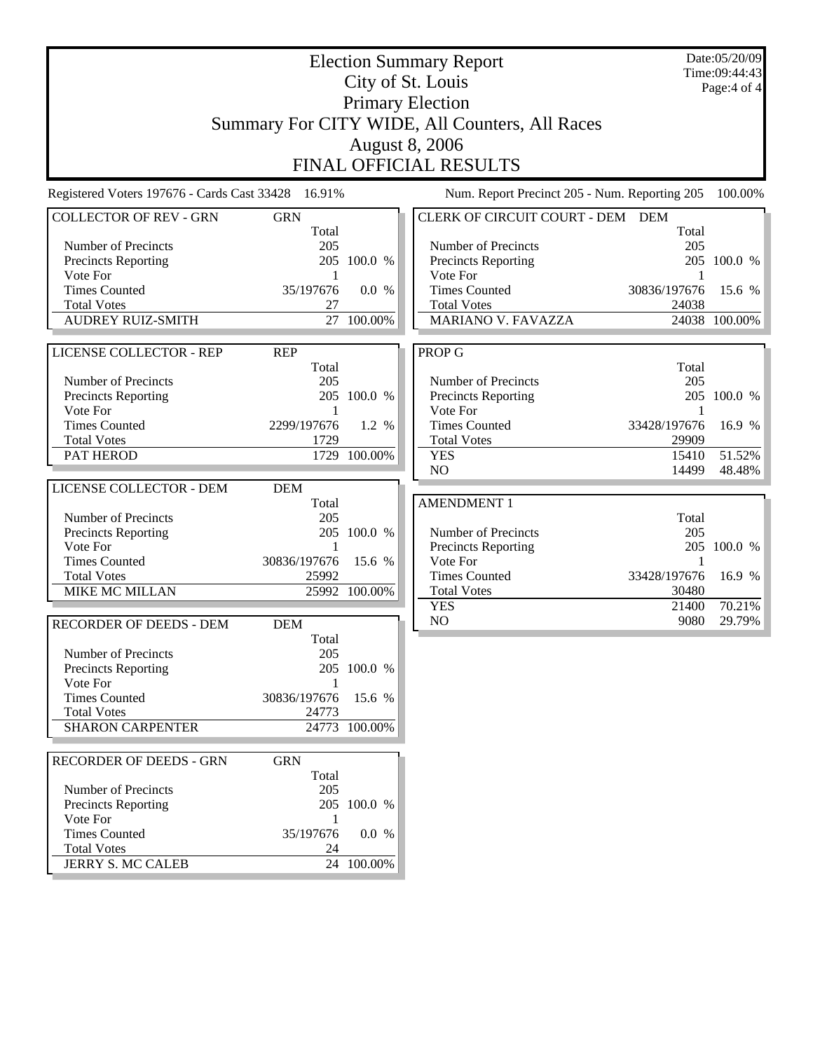# Election Summary Report

City of St. Louis
Primary Election
Summary For CITY WIDE, All Counters, All Races
August 8, 2006
FINAL OFFICIAL RESULTS

Date:05/20/09
Time:09:44:43

Registered Voters 197676 - Cards Cast 33428 16.91%

Num. Report Precinct 205 - Num. Reporting 205 100.00%

| COLLECTOR OF REV - GRN | GRN Total | |
|---|---|---|
| Number of Precincts | 205 | |
| Precincts Reporting | 205 | 100.0 % |
| Vote For | 1 | |
| Times Counted | 35/197676 | 0.0 % |
| Total Votes | 27 | |
| AUDREY RUIZ-SMITH | 27 | 100.00% |

| LICENSE COLLECTOR - REP | REP Total | |
|---|---|---|
| Number of Precincts | 205 | |
| Precincts Reporting | 205 | 100.0 % |
| Vote For | 1 | |
| Times Counted | 2299/197676 | 1.2 % |
| Total Votes | 1729 | |
| PAT HEROD | 1729 | 100.00% |

| LICENSE COLLECTOR - DEM | DEM Total | |
|---|---|---|
| Number of Precincts | 205 | |
| Precincts Reporting | 205 | 100.0 % |
| Vote For | 1 | |
| Times Counted | 30836/197676 | 15.6 % |
| Total Votes | 25992 | |
| MIKE MC MILLAN | 25992 | 100.00% |

| RECORDER OF DEEDS - DEM | DEM Total | |
|---|---|---|
| Number of Precincts | 205 | |
| Precincts Reporting | 205 | 100.0 % |
| Vote For | 1 | |
| Times Counted | 30836/197676 | 15.6 % |
| Total Votes | 24773 | |
| SHARON CARPENTER | 24773 | 100.00% |

| RECORDER OF DEEDS - GRN | GRN Total | |
|---|---|---|
| Number of Precincts | 205 | |
| Precincts Reporting | 205 | 100.0 % |
| Vote For | 1 | |
| Times Counted | 35/197676 | 0.0 % |
| Total Votes | 24 | |
| JERRY S. MC CALEB | 24 | 100.00% |

| CLERK OF CIRCUIT COURT - DEM | DEM Total | |
|---|---|---|
| Number of Precincts | 205 | |
| Precincts Reporting | 205 | 100.0 % |
| Vote For | 1 | |
| Times Counted | 30836/197676 | 15.6 % |
| Total Votes | 24038 | |
| MARIANO V. FAVAZZA | 24038 | 100.00% |

| PROP G | Total | |
|---|---|---|
| Number of Precincts | 205 | |
| Precincts Reporting | 205 | 100.0 % |
| Vote For | 1 | |
| Times Counted | 33428/197676 | 16.9 % |
| Total Votes | 29909 | |
| YES | 15410 | 51.52% |
| NO | 14499 | 48.48% |

| AMENDMENT 1 | Total | |
|---|---|---|
| Number of Precincts | 205 | |
| Precincts Reporting | 205 | 100.0 % |
| Vote For | 1 | |
| Times Counted | 33428/197676 | 16.9 % |
| Total Votes | 30480 | |
| YES | 21400 | 70.21% |
| NO | 9080 | 29.79% |